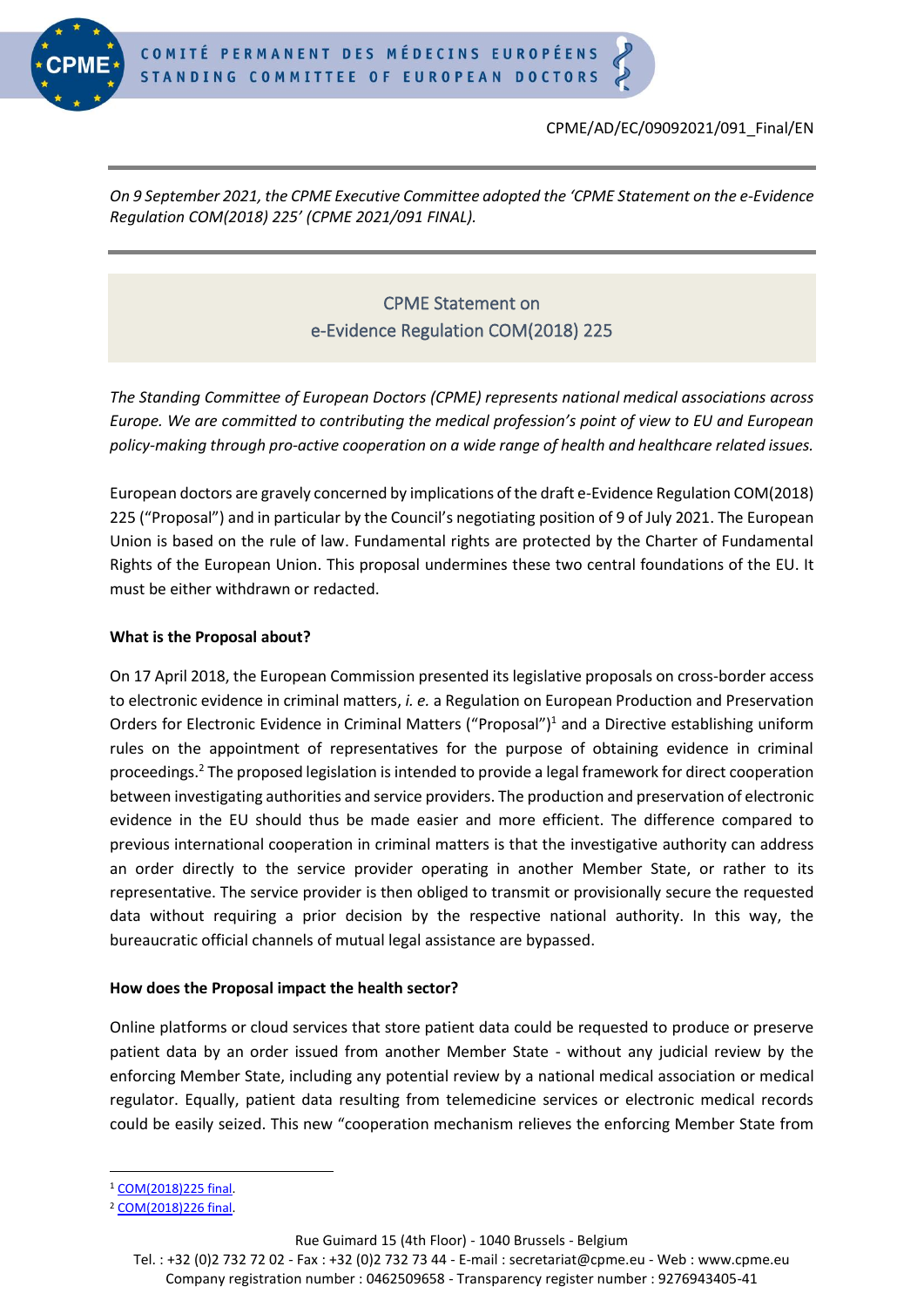CPME/AD/EC/09092021/091_Final/EN

*On 9 September 2021, the CPME Executive Committee adopted the 'CPME Statement on the e-Evidence Regulation COM(2018) 225' (CPME 2021/091 FINAL).*

# CPME Statement on e-Evidence Regulation COM(2018) 225

*The Standing Committee of European Doctors (CPME) represents national medical associations across Europe. We are committed to contributing the medical profession's point of view to EU and European policy-making through pro-active cooperation on a wide range of health and healthcare related issues.*

European doctors are gravely concerned by implications of the draft e-Evidence Regulation COM(2018) 225 ("Proposal") and in particular by the Council's negotiating position of 9 of July 2021. The European Union is based on the rule of law. Fundamental rights are protected by the Charter of Fundamental Rights of the European Union. This proposal undermines these two central foundations of the EU. It must be either withdrawn or redacted.

**What is the Proposal about?**

On 17 April 2018, the European Commission presented its legislative proposals on cross-border access to electronic evidence in criminal matters, *i. e.* a Regulation on European Production and Preservation Orders for Electronic Evidence in Criminal Matters ("Proposal")[1] and a Directive establishing uniform rules on the appointment of representatives for the purpose of obtaining evidence in criminal proceedings.[2] The proposed legislation is intended to provide a legal framework for direct cooperation between investigating authorities and service providers. The production and preservation of electronic evidence in the EU should thus be made easier and more efficient. The difference compared to previous international cooperation in criminal matters is that the investigative authority can address an order directly to the service provider operating in another Member State, or rather to its representative. The service provider is then obliged to transmit or provisionally secure the requested data without requiring a prior decision by the respective national authority. In this way, the bureaucratic official channels of mutual legal assistance are bypassed.

**How does the Proposal impact the health sector?**

Online platforms or cloud services that store patient data could be requested to produce or preserve patient data by an order issued from another Member State - without any judicial review by the enforcing Member State, including any potential review by a national medical association or medical regulator. Equally, patient data resulting from telemedicine services or electronic medical records could be easily seized. This new "cooperation mechanism relieves the enforcing Member State from

---

[1] COM(2018)225 final.

[2] COM(2018)226 final.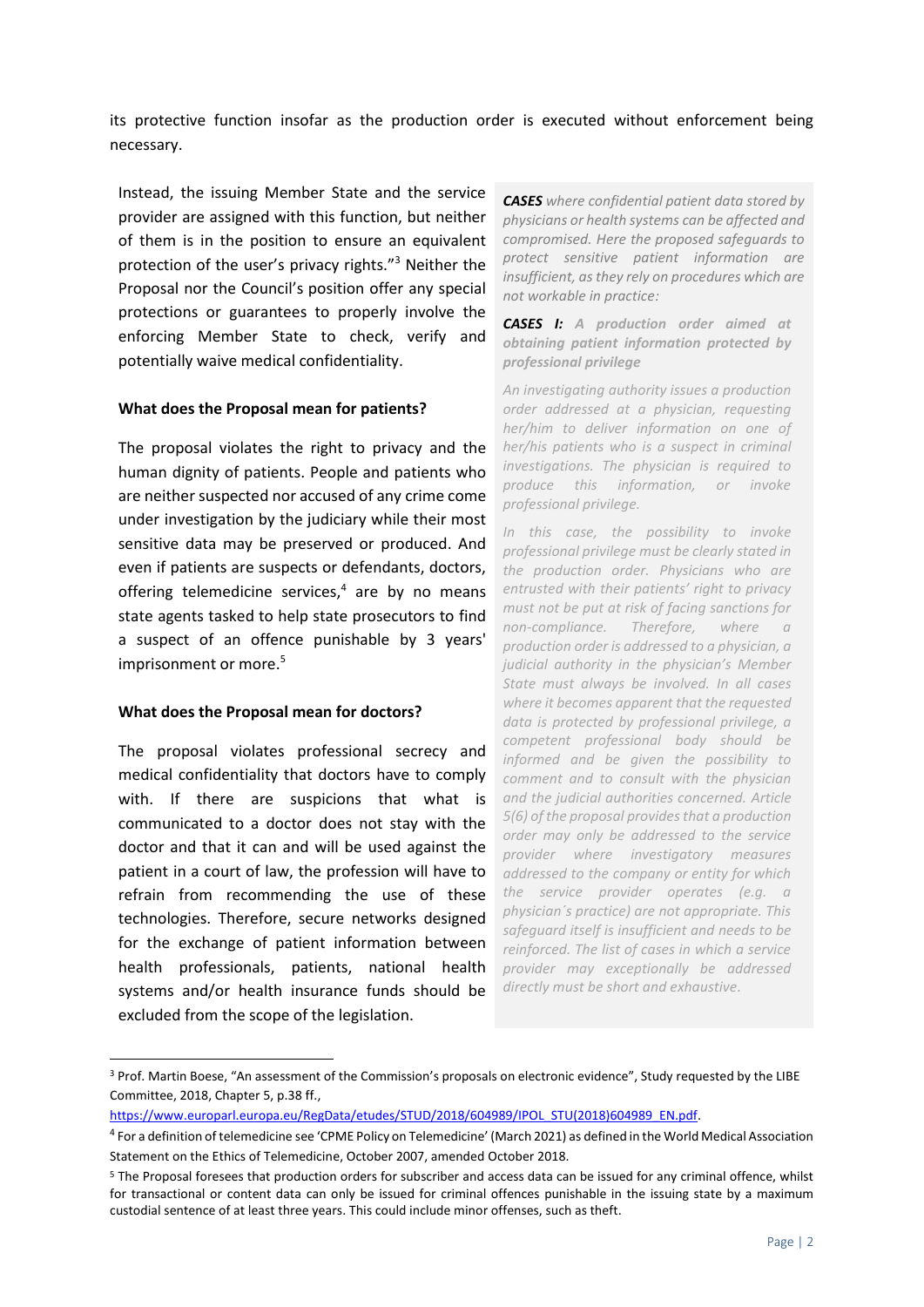its protective function insofar as the production order is executed without enforcement being necessary.

Instead, the issuing Member State and the service provider are assigned with this function, but neither of them is in the position to ensure an equivalent protection of the user's privacy rights."[3] Neither the Proposal nor the Council's position offer any special protections or guarantees to properly involve the enforcing Member State to check, verify and potentially waive medical confidentiality.

**What does the Proposal mean for patients?**

The proposal violates the right to privacy and the human dignity of patients. People and patients who are neither suspected nor accused of any crime come under investigation by the judiciary while their most sensitive data may be preserved or produced. And even if patients are suspects or defendants, doctors, offering telemedicine services,[4] are by no means state agents tasked to help state prosecutors to find a suspect of an offence punishable by 3 years' imprisonment or more.[5]

**What does the Proposal mean for doctors?**

The proposal violates professional secrecy and medical confidentiality that doctors have to comply with. If there are suspicions that what is communicated to a doctor does not stay with the doctor and that it can and will be used against the patient in a court of law, the profession will have to refrain from recommending the use of these technologies. Therefore, secure networks designed for the exchange of patient information between health professionals, patients, national health systems and/or health insurance funds should be excluded from the scope of the legislation.

***CASES*** *where confidential patient data stored by physicians or health systems can be affected and compromised. Here the proposed safeguards to protect sensitive patient information are insufficient, as they rely on procedures which are not workable in practice:*

***CASES I:*** ***A production order aimed at obtaining patient information protected by professional privilege***

*An investigating authority issues a production order addressed at a physician, requesting her/him to deliver information on one of her/his patients who is a suspect in criminal investigations. The physician is required to produce this information, or invoke professional privilege.*

*In this case, the possibility to invoke professional privilege must be clearly stated in the production order. Physicians who are entrusted with their patients' right to privacy must not be put at risk of facing sanctions for non-compliance. Therefore, where a production order is addressed to a physician, a judicial authority in the physician's Member State must always be involved. In all cases where it becomes apparent that the requested data is protected by professional privilege, a competent professional body should be informed and be given the possibility to comment and to consult with the physician and the judicial authorities concerned. Article 5(6) of the proposal provides that a production order may only be addressed to the service provider where investigatory measures addressed to the company or entity for which the service provider operates (e.g. a physician´s practice) are not appropriate. This safeguard itself is insufficient and needs to be reinforced. The list of cases in which a service provider may exceptionally be addressed directly must be short and exhaustive.*

---

[3] Prof. Martin Boese, "An assessment of the Commission's proposals on electronic evidence", Study requested by the LIBE Committee, 2018, Chapter 5, p.38 ff., https://www.europarl.europa.eu/RegData/etudes/STUD/2018/604989/IPOL_STU(2018)604989_EN.pdf.

[4] For a definition of telemedicine see 'CPME Policy on Telemedicine' (March 2021) as defined in the World Medical Association Statement on the Ethics of Telemedicine, October 2007, amended October 2018.

[5] The Proposal foresees that production orders for subscriber and access data can be issued for any criminal offence, whilst for transactional or content data can only be issued for criminal offences punishable in the issuing state by a maximum custodial sentence of at least three years. This could include minor offenses, such as theft.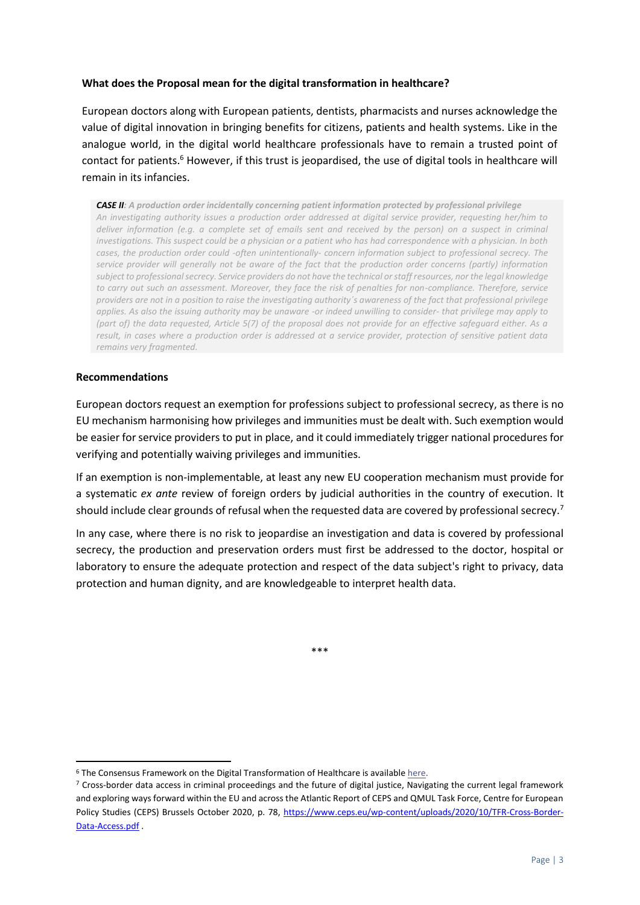**What does the Proposal mean for the digital transformation in healthcare?**

European doctors along with European patients, dentists, pharmacists and nurses acknowledge the value of digital innovation in bringing benefits for citizens, patients and health systems. Like in the analogue world, in the digital world healthcare professionals have to remain a trusted point of contact for patients.[6] However, if this trust is jeopardised, the use of digital tools in healthcare will remain in its infancies.

> ***CASE II**: A production order incidentally concerning patient information protected by professional privilege*
> *An investigating authority issues a production order addressed at digital service provider, requesting her/him to deliver information (e.g. a complete set of emails sent and received by the person) on a suspect in criminal investigations. This suspect could be a physician or a patient who has had correspondence with a physician. In both cases, the production order could -often unintentionally- concern information subject to professional secrecy. The service provider will generally not be aware of the fact that the production order concerns (partly) information subject to professional secrecy. Service providers do not have the technical or staff resources, nor the legal knowledge to carry out such an assessment. Moreover, they face the risk of penalties for non-compliance. Therefore, service providers are not in a position to raise the investigating authority´s awareness of the fact that professional privilege applies. As also the issuing authority may be unaware -or indeed unwilling to consider- that privilege may apply to (part of) the data requested, Article 5(7) of the proposal does not provide for an effective safeguard either. As a result, in cases where a production order is addressed at a service provider, protection of sensitive patient data remains very fragmented.*

**Recommendations**

European doctors request an exemption for professions subject to professional secrecy, as there is no EU mechanism harmonising how privileges and immunities must be dealt with. Such exemption would be easier for service providers to put in place, and it could immediately trigger national procedures for verifying and potentially waiving privileges and immunities.

If an exemption is non-implementable, at least any new EU cooperation mechanism must provide for a systematic *ex ante* review of foreign orders by judicial authorities in the country of execution. It should include clear grounds of refusal when the requested data are covered by professional secrecy.[7]

In any case, where there is no risk to jeopardise an investigation and data is covered by professional secrecy, the production and preservation orders must first be addressed to the doctor, hospital or laboratory to ensure the adequate protection and respect of the data subject's right to privacy, data protection and human dignity, and are knowledgeable to interpret health data.

***

[6] The Consensus Framework on the Digital Transformation of Healthcare is available here.

[7] Cross-border data access in criminal proceedings and the future of digital justice, Navigating the current legal framework and exploring ways forward within the EU and across the Atlantic Report of CEPS and QMUL Task Force, Centre for European Policy Studies (CEPS) Brussels October 2020, p. 78, https://www.ceps.eu/wp-content/uploads/2020/10/TFR-Cross-Border-Data-Access.pdf .